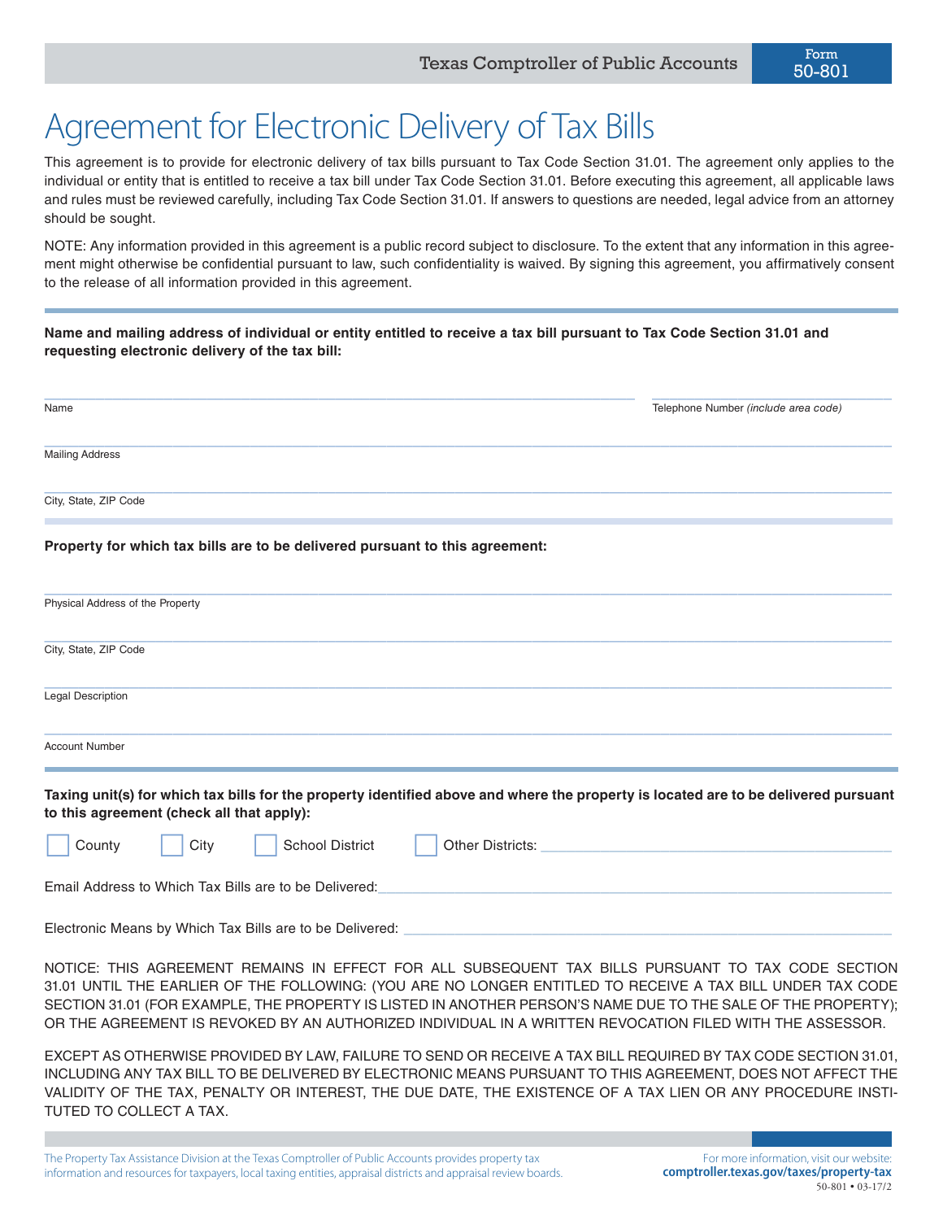Texas Comptroller of Public Accounts

Form 50-801

# Agreement for Electronic Delivery of Tax Bills

This agreement is to provide for electronic delivery of tax bills pursuant to Tax Code Section 31.01. The agreement only applies to the individual or entity that is entitled to receive a tax bill under Tax Code Section 31.01. Before executing this agreement, all applicable laws and rules must be reviewed carefully, including Tax Code Section 31.01. If answers to questions are needed, legal advice from an attorney should be sought.

NOTE: Any information provided in this agreement is a public record subject to disclosure. To the extent that any information in this agreement might otherwise be confidential pursuant to law, such confidentiality is waived. By signing this agreement, you affirmatively consent to the release of all information provided in this agreement.

**Name and mailing address of individual or entity entitled to receive a tax bill pursuant to Tax Code Section 31.01 and requesting electronic delivery of the tax bill:**

______________________________ ______________________________
Name Telephone Number *(include area code)*

______________________________
Mailing Address

______________________________
City, State, ZIP Code

**Property for which tax bills are to be delivered pursuant to this agreement:**

______________________________
Physical Address of the Property

______________________________
City, State, ZIP Code

______________________________
Legal Description

______________________________
Account Number

**Taxing unit(s) for which tax bills for the property identified above and where the property is located are to be delivered pursuant to this agreement (check all that apply):**

☐ County ☐ City ☐ School District ☐ Other Districts: ______________________________

Email Address to Which Tax Bills are to be Delivered: ______________________________

Electronic Means by Which Tax Bills are to be Delivered: ______________________________

NOTICE: THIS AGREEMENT REMAINS IN EFFECT FOR ALL SUBSEQUENT TAX BILLS PURSUANT TO TAX CODE SECTION 31.01 UNTIL THE EARLIER OF THE FOLLOWING: (YOU ARE NO LONGER ENTITLED TO RECEIVE A TAX BILL UNDER TAX CODE SECTION 31.01 (FOR EXAMPLE, THE PROPERTY IS LISTED IN ANOTHER PERSON'S NAME DUE TO THE SALE OF THE PROPERTY); OR THE AGREEMENT IS REVOKED BY AN AUTHORIZED INDIVIDUAL IN A WRITTEN REVOCATION FILED WITH THE ASSESSOR.

EXCEPT AS OTHERWISE PROVIDED BY LAW, FAILURE TO SEND OR RECEIVE A TAX BILL REQUIRED BY TAX CODE SECTION 31.01, INCLUDING ANY TAX BILL TO BE DELIVERED BY ELECTRONIC MEANS PURSUANT TO THIS AGREEMENT, DOES NOT AFFECT THE VALIDITY OF THE TAX, PENALTY OR INTEREST, THE DUE DATE, THE EXISTENCE OF A TAX LIEN OR ANY PROCEDURE INSTITUTED TO COLLECT A TAX.

The Property Tax Assistance Division at the Texas Comptroller of Public Accounts provides property tax information and resources for taxpayers, local taxing entities, appraisal districts and appraisal review boards.

For more information, visit our website: **comptroller.texas.gov/taxes/property-tax**

50-801 • 03-17/2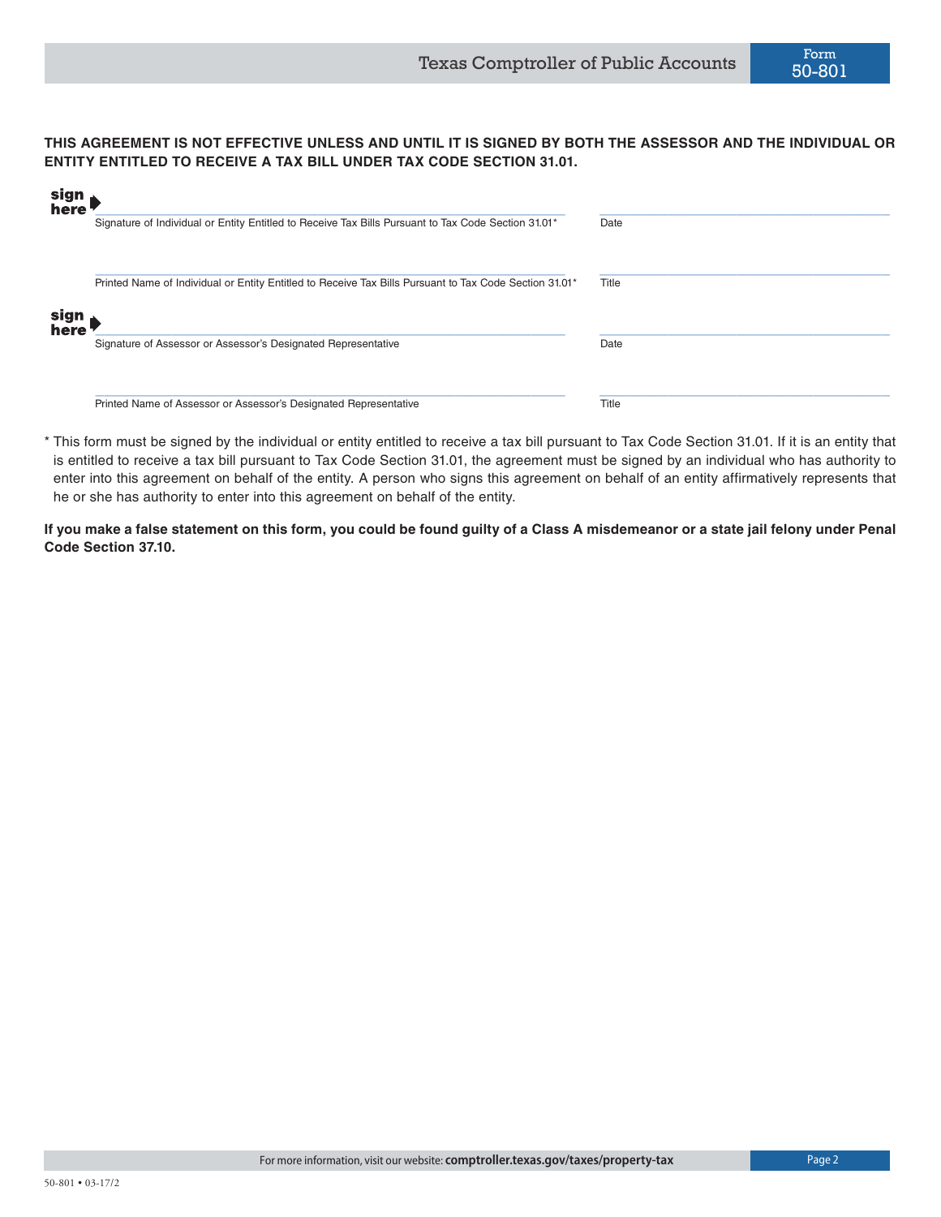**THIS AGREEMENT IS NOT EFFECTIVE UNLESS AND UNTIL IT IS SIGNED BY BOTH THE ASSESSOR AND THE INDIVIDUAL OR ENTITY ENTITLED TO RECEIVE A TAX BILL UNDER TAX CODE SECTION 31.01.**

**sign here** ______________________________________________ ____________________

Signature of Individual or Entity Entitled to Receive Tax Bills Pursuant to Tax Code Section 31.01* Date

______________________________________________ ____________________

Printed Name of Individual or Entity Entitled to Receive Tax Bills Pursuant to Tax Code Section 31.01* Title

**sign here** ______________________________________________ ____________________

Signature of Assessor or Assessor's Designated Representative Date

______________________________________________ ____________________

Printed Name of Assessor or Assessor's Designated Representative Title

* This form must be signed by the individual or entity entitled to receive a tax bill pursuant to Tax Code Section 31.01. If it is an entity that is entitled to receive a tax bill pursuant to Tax Code Section 31.01, the agreement must be signed by an individual who has authority to enter into this agreement on behalf of the entity. A person who signs this agreement on behalf of an entity affirmatively represents that he or she has authority to enter into this agreement on behalf of the entity.

**If you make a false statement on this form, you could be found guilty of a Class A misdemeanor or a state jail felony under Penal Code Section 37.10.**

For more information, visit our website: **comptroller.texas.gov/taxes/property-tax**